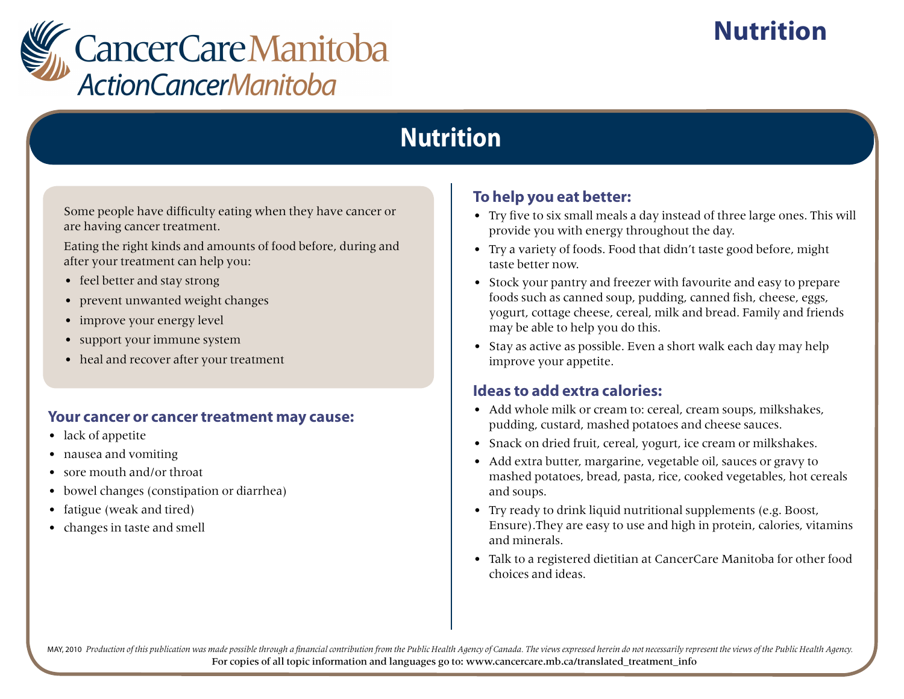CancerCare Manitoba
ActionCancerManitoba

# Nutrition

Some people have difficulty eating when they have cancer or are having cancer treatment.

Eating the right kinds and amounts of food before, during and after your treatment can help you:

- feel better and stay strong
- prevent unwanted weight changes
- improve your energy level
- support your immune system
- heal and recover after your treatment

## Your cancer or cancer treatment may cause:

- lack of appetite
- nausea and vomiting
- sore mouth and/or throat
- bowel changes (constipation or diarrhea)
- fatigue (weak and tired)
- changes in taste and smell

## To help you eat better:

- Try five to six small meals a day instead of three large ones. This will provide you with energy throughout the day.
- Try a variety of foods. Food that didn't taste good before, might taste better now.
- Stock your pantry and freezer with favourite and easy to prepare foods such as canned soup, pudding, canned fish, cheese, eggs, yogurt, cottage cheese, cereal, milk and bread. Family and friends may be able to help you do this.
- Stay as active as possible. Even a short walk each day may help improve your appetite.

## Ideas to add extra calories:

- Add whole milk or cream to: cereal, cream soups, milkshakes, pudding, custard, mashed potatoes and cheese sauces.
- Snack on dried fruit, cereal, yogurt, ice cream or milkshakes.
- Add extra butter, margarine, vegetable oil, sauces or gravy to mashed potatoes, bread, pasta, rice, cooked vegetables, hot cereals and soups.
- Try ready to drink liquid nutritional supplements (e.g. Boost, Ensure).They are easy to use and high in protein, calories, vitamins and minerals.
- Talk to a registered dietitian at CancerCare Manitoba for other food choices and ideas.

MAY, 2010 *Production of this publication was made possible through a financial contribution from the Public Health Agency of Canada. The views expressed herein do not necessarily represent the views of the Public Health Agency.*

For copies of all topic information and languages go to: www.cancercare.mb.ca/translated_treatment_info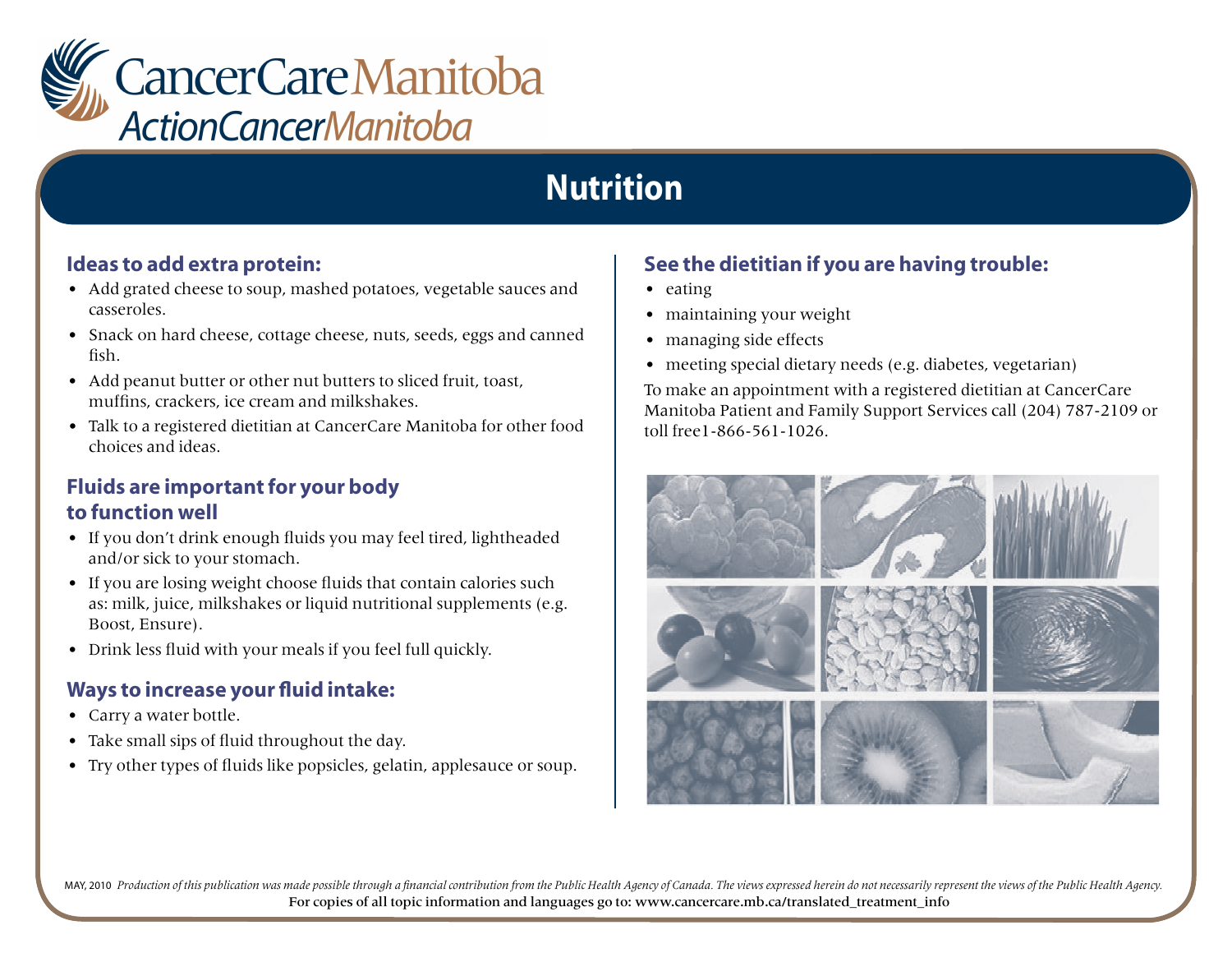CancerCare Manitoba
ActionCancerManitoba

# Nutrition

### Ideas to add extra protein:

- Add grated cheese to soup, mashed potatoes, vegetable sauces and casseroles.
- Snack on hard cheese, cottage cheese, nuts, seeds, eggs and canned fish.
- Add peanut butter or other nut butters to sliced fruit, toast, muffins, crackers, ice cream and milkshakes.
- Talk to a registered dietitian at CancerCare Manitoba for other food choices and ideas.

### Fluids are important for your body to function well

- If you don't drink enough fluids you may feel tired, lightheaded and/or sick to your stomach.
- If you are losing weight choose fluids that contain calories such as: milk, juice, milkshakes or liquid nutritional supplements (e.g. Boost, Ensure).
- Drink less fluid with your meals if you feel full quickly.

### Ways to increase your fluid intake:

- Carry a water bottle.
- Take small sips of fluid throughout the day.
- Try other types of fluids like popsicles, gelatin, applesauce or soup.

### See the dietitian if you are having trouble:

- eating
- maintaining your weight
- managing side effects
- meeting special dietary needs (e.g. diabetes, vegetarian)

To make an appointment with a registered dietitian at CancerCare Manitoba Patient and Family Support Services call (204) 787-2109 or toll free1-866-561-1026.

MAY, 2010 *Production of this publication was made possible through a financial contribution from the Public Health Agency of Canada. The views expressed herein do not necessarily represent the views of the Public Health Agency.*

For copies of all topic information and languages go to: www.cancercare.mb.ca/translated_treatment_info